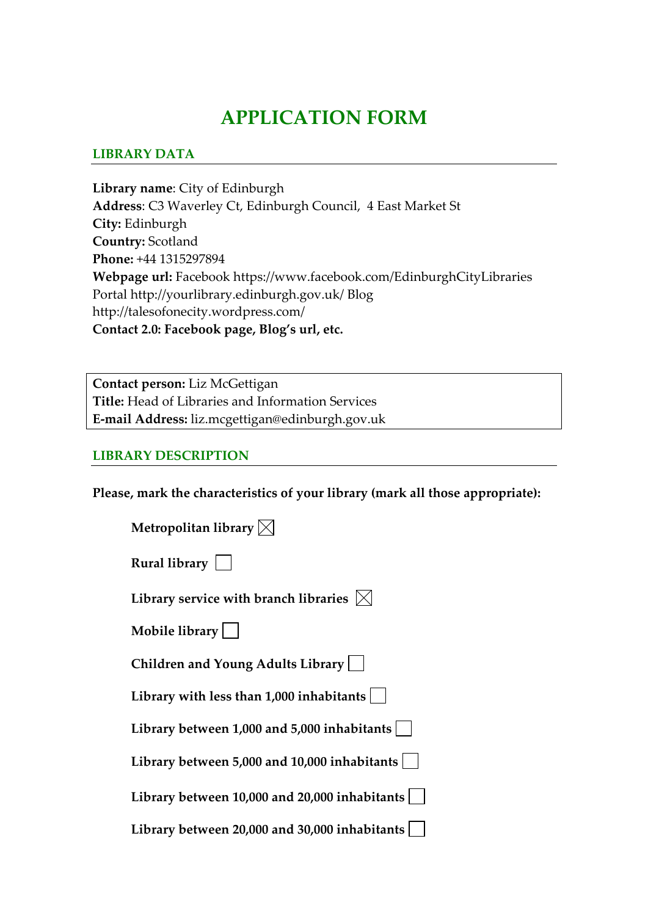# APPLICATION FORM

## LIBRARY DATA

**Library name**: City of Edinburgh
**Address**: C3 Waverley Ct, Edinburgh Council, 4 East Market St
**City:** Edinburgh
**Country:** Scotland
**Phone:** +44 1315297894
**Webpage url:** Facebook https://www.facebook.com/EdinburghCityLibraries Portal http://yourlibrary.edinburgh.gov.uk/ Blog http://talesofonecity.wordpress.com/
**Contact 2.0: Facebook page, Blog's url, etc.**

**Contact person:** Liz McGettigan
**Title:** Head of Libraries and Information Services
**E-mail Address:** liz.mcgettigan@edinburgh.gov.uk

## LIBRARY DESCRIPTION

**Please, mark the characteristics of your library (mark all those appropriate):**

- **Metropolitan library** ☒
- **Rural library** ☐
- **Library service with branch libraries** ☒
- **Mobile library** ☐
- **Children and Young Adults Library** ☐
- **Library with less than 1,000 inhabitants** ☐
- **Library between 1,000 and 5,000 inhabitants** ☐
- **Library between 5,000 and 10,000 inhabitants** ☐
- **Library between 10,000 and 20,000 inhabitants** ☐
- **Library between 20,000 and 30,000 inhabitants** ☐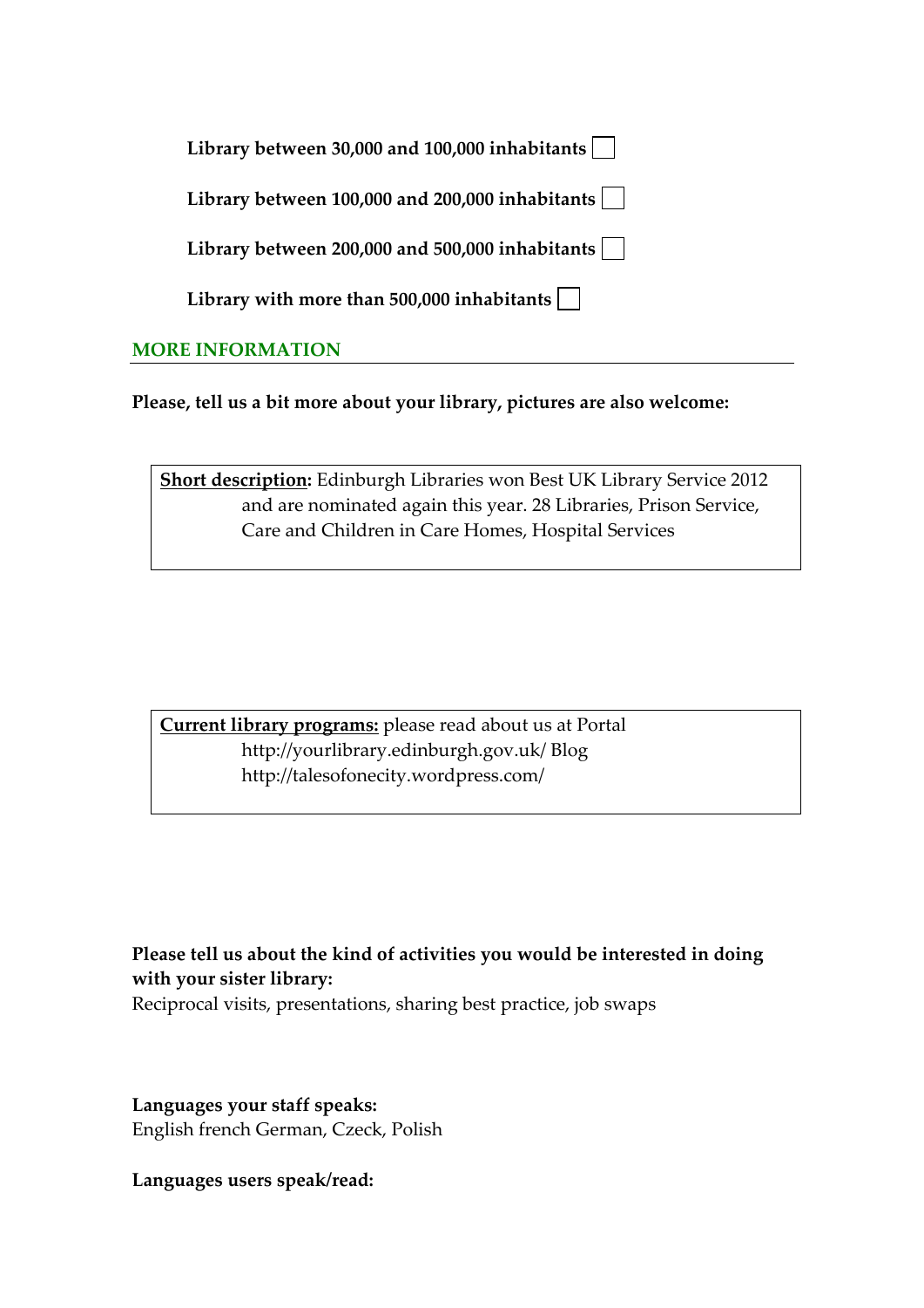**Library between 30,000 and 100,000 inhabitants** ☐

**Library between 100,000 and 200,000 inhabitants** ☐

**Library between 200,000 and 500,000 inhabitants** ☐

**Library with more than 500,000 inhabitants** ☐

## MORE INFORMATION

**Please, tell us a bit more about your library, pictures are also welcome:**

**Short description:** Edinburgh Libraries won Best UK Library Service 2012 and are nominated again this year. 28 Libraries, Prison Service, Care and Children in Care Homes, Hospital Services

**Current library programs:** please read about us at Portal http://yourlibrary.edinburgh.gov.uk/ Blog http://talesofonecity.wordpress.com/

**Please tell us about the kind of activities you would be interested in doing with your sister library:**
Reciprocal visits, presentations, sharing best practice, job swaps

**Languages your staff speaks:**
English french German, Czeck, Polish

**Languages users speak/read:**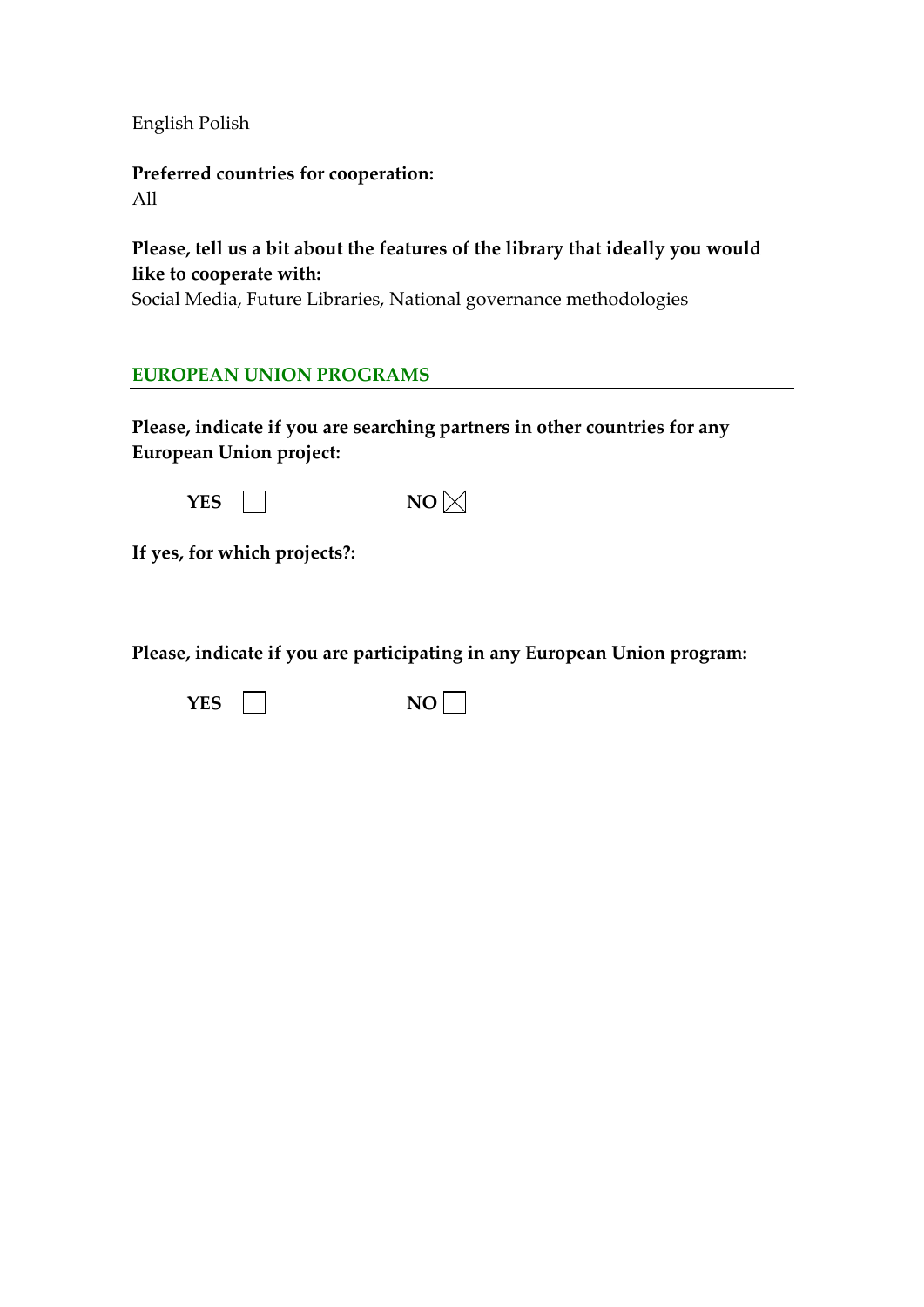English Polish

**Preferred countries for cooperation:**
All

**Please, tell us a bit about the features of the library that ideally you would like to cooperate with:**
Social Media, Future Libraries, National governance methodologies

## EUROPEAN UNION PROGRAMS

**Please, indicate if you are searching partners in other countries for any European Union project:**

**YES** ☐ **NO** ☒

**If yes, for which projects?:**

**Please, indicate if you are participating in any European Union program:**

**YES** ☐ **NO** ☐